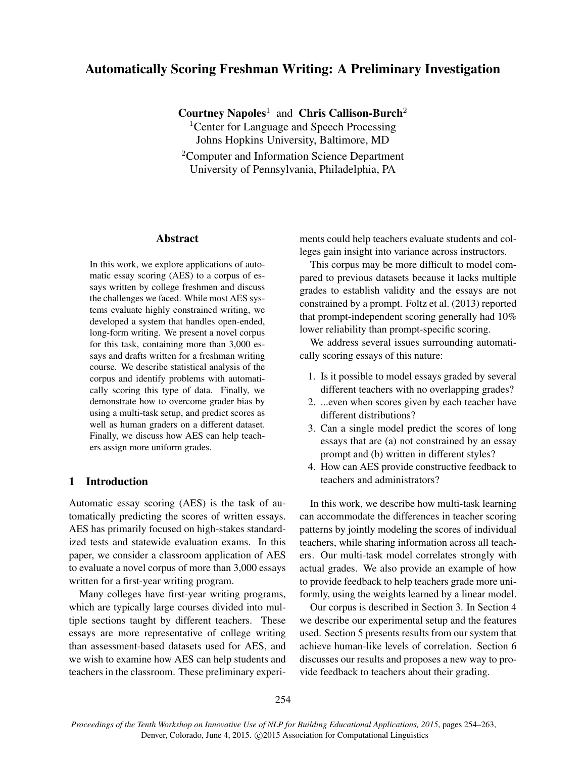# Automatically Scoring Freshman Writing: A Preliminary Investigation

**Courtney Napoles**[1] and **Chris Callison-Burch**[2]

[1]Center for Language and Speech Processing
Johns Hopkins University, Baltimore, MD

[2]Computer and Information Science Department
University of Pennsylvania, Philadelphia, PA

## Abstract

In this work, we explore applications of automatic essay scoring (AES) to a corpus of essays written by college freshmen and discuss the challenges we faced. While most AES systems evaluate highly constrained writing, we developed a system that handles open-ended, long-form writing. We present a novel corpus for this task, containing more than 3,000 essays and drafts written for a freshman writing course. We describe statistical analysis of the corpus and identify problems with automatically scoring this type of data. Finally, we demonstrate how to overcome grader bias by using a multi-task setup, and predict scores as well as human graders on a different dataset. Finally, we discuss how AES can help teachers assign more uniform grades.

## 1 Introduction

Automatic essay scoring (AES) is the task of automatically predicting the scores of written essays. AES has primarily focused on high-stakes standardized tests and statewide evaluation exams. In this paper, we consider a classroom application of AES to evaluate a novel corpus of more than 3,000 essays written for a first-year writing program.

Many colleges have first-year writing programs, which are typically large courses divided into multiple sections taught by different teachers. These essays are more representative of college writing than assessment-based datasets used for AES, and we wish to examine how AES can help students and teachers in the classroom. These preliminary experiments could help teachers evaluate students and colleges gain insight into variance across instructors.

This corpus may be more difficult to model compared to previous datasets because it lacks multiple grades to establish validity and the essays are not constrained by a prompt. Foltz et al. (2013) reported that prompt-independent scoring generally had 10% lower reliability than prompt-specific scoring.

We address several issues surrounding automatically scoring essays of this nature:

1. Is it possible to model essays graded by several different teachers with no overlapping grades?
2. ...even when scores given by each teacher have different distributions?
3. Can a single model predict the scores of long essays that are (a) not constrained by an essay prompt and (b) written in different styles?
4. How can AES provide constructive feedback to teachers and administrators?

In this work, we describe how multi-task learning can accommodate the differences in teacher scoring patterns by jointly modeling the scores of individual teachers, while sharing information across all teachers. Our multi-task model correlates strongly with actual grades. We also provide an example of how to provide feedback to help teachers grade more uniformly, using the weights learned by a linear model.

Our corpus is described in Section 3. In Section 4 we describe our experimental setup and the features used. Section 5 presents results from our system that achieve human-like levels of correlation. Section 6 discusses our results and proposes a new way to provide feedback to teachers about their grading.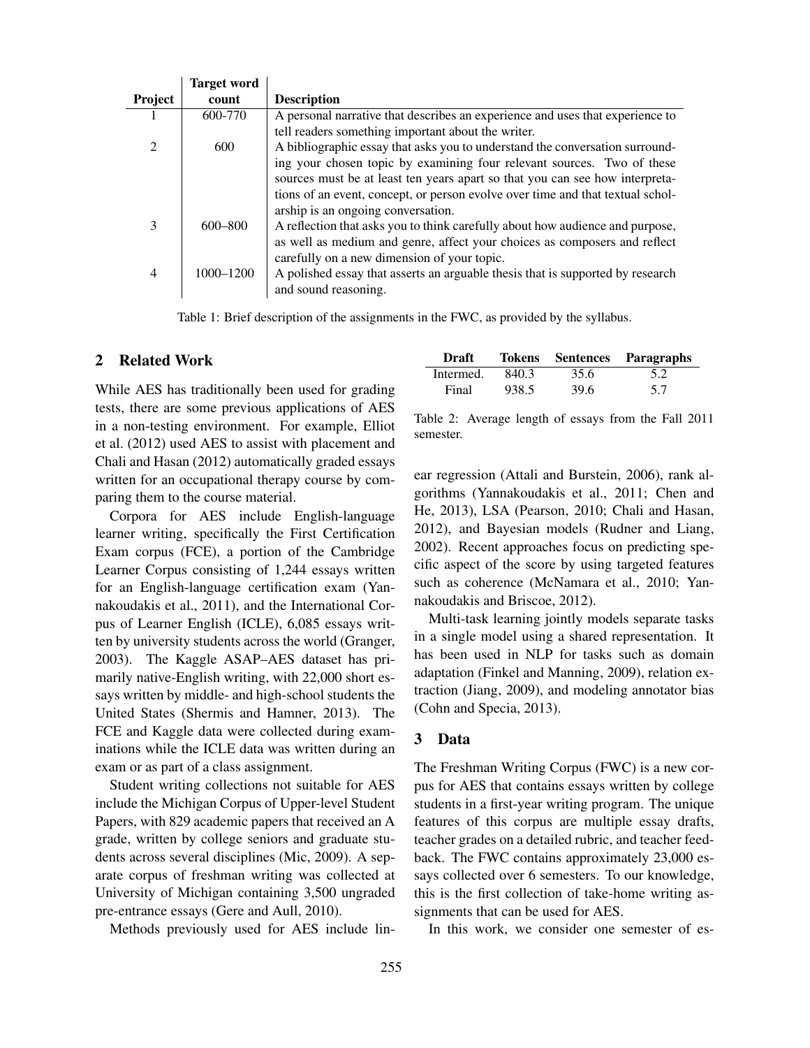| Project | Target word count | Description |
|---|---|---|
| 1 | 600-770 | A personal narrative that describes an experience and uses that experience to tell readers something important about the writer. |
| 2 | 600 | A bibliographic essay that asks you to understand the conversation surrounding your chosen topic by examining four relevant sources. Two of these sources must be at least ten years apart so that you can see how interpretations of an event, concept, or person evolve over time and that textual scholarship is an ongoing conversation. |
| 3 | 600–800 | A reflection that asks you to think carefully about how audience and purpose, as well as medium and genre, affect your choices as composers and reflect carefully on a new dimension of your topic. |
| 4 | 1000–1200 | A polished essay that asserts an arguable thesis that is supported by research and sound reasoning. |

Table 1: Brief description of the assignments in the FWC, as provided by the syllabus.

## 2 Related Work

While AES has traditionally been used for grading tests, there are some previous applications of AES in a non-testing environment. For example, Elliot et al. (2012) used AES to assist with placement and Chali and Hasan (2012) automatically graded essays written for an occupational therapy course by comparing them to the course material.

Corpora for AES include English-language learner writing, specifically the First Certification Exam corpus (FCE), a portion of the Cambridge Learner Corpus consisting of 1,244 essays written for an English-language certification exam (Yannakoudakis et al., 2011), and the International Corpus of Learner English (ICLE), 6,085 essays written by university students across the world (Granger, 2003). The Kaggle ASAP–AES dataset has primarily native-English writing, with 22,000 short essays written by middle- and high-school students the United States (Shermis and Hamner, 2013). The FCE and Kaggle data were collected during examinations while the ICLE data was written during an exam or as part of a class assignment.

Student writing collections not suitable for AES include the Michigan Corpus of Upper-level Student Papers, with 829 academic papers that received an A grade, written by college seniors and graduate students across several disciplines (Mic, 2009). A separate corpus of freshman writing was collected at University of Michigan containing 3,500 ungraded pre-entrance essays (Gere and Aull, 2010).

Methods previously used for AES include linear regression (Attali and Burstein, 2006), rank algorithms (Yannakoudakis et al., 2011; Chen and He, 2013), LSA (Pearson, 2010; Chali and Hasan, 2012), and Bayesian models (Rudner and Liang, 2002). Recent approaches focus on predicting specific aspect of the score by using targeted features such as coherence (McNamara et al., 2010; Yannakoudakis and Briscoe, 2012).

Multi-task learning jointly models separate tasks in a single model using a shared representation. It has been used in NLP for tasks such as domain adaptation (Finkel and Manning, 2009), relation extraction (Jiang, 2009), and modeling annotator bias (Cohn and Specia, 2013).

| Draft | Tokens | Sentences | Paragraphs |
|---|---|---|---|
| Intermed. | 840.3 | 35.6 | 5.2 |
| Final | 938.5 | 39.6 | 5.7 |

Table 2: Average length of essays from the Fall 2011 semester.

## 3 Data

The Freshman Writing Corpus (FWC) is a new corpus for AES that contains essays written by college students in a first-year writing program. The unique features of this corpus are multiple essay drafts, teacher grades on a detailed rubric, and teacher feedback. The FWC contains approximately 23,000 essays collected over 6 semesters. To our knowledge, this is the first collection of take-home writing assignments that can be used for AES.

In this work, we consider one semester of es-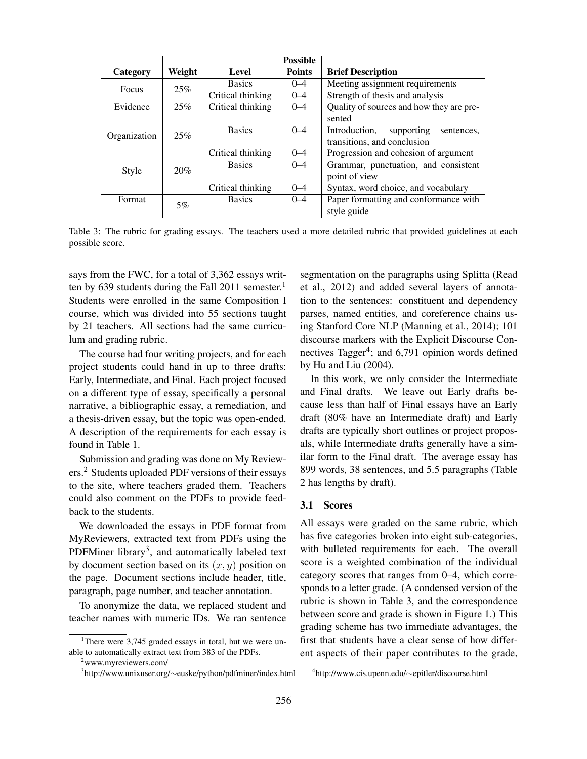| Category | Weight | Level | Possible Points | Brief Description |
|---|---|---|---|---|
| Focus | 25% | Basics | 0–4 | Meeting assignment requirements |
| | | Critical thinking | 0–4 | Strength of thesis and analysis |
| Evidence | 25% | Critical thinking | 0–4 | Quality of sources and how they are presented |
| Organization | 25% | Basics | 0–4 | Introduction, supporting sentences, transitions, and conclusion |
| | | Critical thinking | 0–4 | Progression and cohesion of argument |
| Style | 20% | Basics | 0–4 | Grammar, punctuation, and consistent point of view |
| | | Critical thinking | 0–4 | Syntax, word choice, and vocabulary |
| Format | 5% | Basics | 0–4 | Paper formatting and conformance with style guide |

Table 3: The rubric for grading essays. The teachers used a more detailed rubric that provided guidelines at each possible score.

says from the FWC, for a total of 3,362 essays written by 639 students during the Fall 2011 semester.[1] Students were enrolled in the same Composition I course, which was divided into 55 sections taught by 21 teachers. All sections had the same curriculum and grading rubric.

The course had four writing projects, and for each project students could hand in up to three drafts: Early, Intermediate, and Final. Each project focused on a different type of essay, specifically a personal narrative, a bibliographic essay, a remediation, and a thesis-driven essay, but the topic was open-ended. A description of the requirements for each essay is found in Table 1.

Submission and grading was done on My Reviewers.[2] Students uploaded PDF versions of their essays to the site, where teachers graded them. Teachers could also comment on the PDFs to provide feedback to the students.

We downloaded the essays in PDF format from MyReviewers, extracted text from PDFs using the PDFMiner library[3], and automatically labeled text by document section based on its $(x, y)$ position on the page. Document sections include header, title, paragraph, page number, and teacher annotation.

To anonymize the data, we replaced student and teacher names with numeric IDs. We ran sentence segmentation on the paragraphs using Splitta (Read et al., 2012) and added several layers of annotation to the sentences: constituent and dependency parses, named entities, and coreference chains using Stanford Core NLP (Manning et al., 2014); 101 discourse markers with the Explicit Discourse Connectives Tagger[4]; and 6,791 opinion words defined by Hu and Liu (2004).

In this work, we only consider the Intermediate and Final drafts. We leave out Early drafts because less than half of Final essays have an Early draft (80% have an Intermediate draft) and Early drafts are typically short outlines or project proposals, while Intermediate drafts generally have a similar form to the Final draft. The average essay has 899 words, 38 sentences, and 5.5 paragraphs (Table 2 has lengths by draft).

### 3.1 Scores

All essays were graded on the same rubric, which has five categories broken into eight sub-categories, with bulleted requirements for each. The overall score is a weighted combination of the individual category scores that ranges from 0–4, which corresponds to a letter grade. (A condensed version of the rubric is shown in Table 3, and the correspondence between score and grade is shown in Figure 1.) This grading scheme has two immediate advantages, the first that students have a clear sense of how different aspects of their paper contributes to the grade,

---

[1] There were 3,745 graded essays in total, but we were unable to automatically extract text from 383 of the PDFs.

[2] www.myreviewers.com/

[3] http://www.unixuser.org/∼euske/python/pdfminer/index.html

[4] http://www.cis.upenn.edu/∼epitler/discourse.html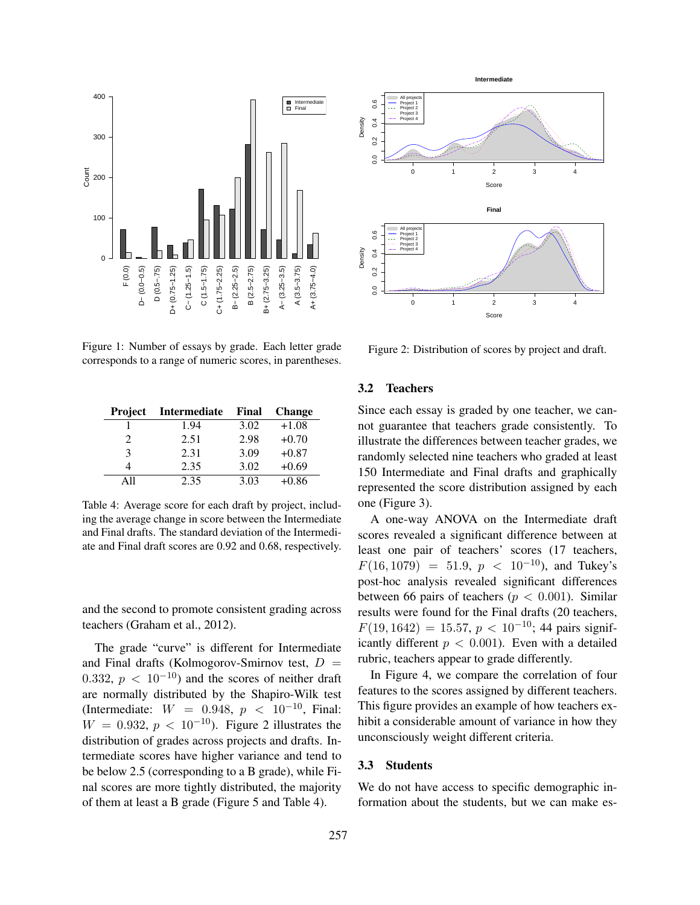Figure 1: Number of essays by grade. Each letter grade corresponds to a range of numeric scores, in parentheses.

Figure 2: Distribution of scores by project and draft.

| Project | Intermediate | Final | Change |
|---|---|---|---|
| 1 | 1.94 | 3.02 | +1.08 |
| 2 | 2.51 | 2.98 | +0.70 |
| 3 | 2.31 | 3.09 | +0.87 |
| 4 | 2.35 | 3.02 | +0.69 |
| All | 2.35 | 3.03 | +0.86 |

Table 4: Average score for each draft by project, including the average change in score between the Intermediate and Final drafts. The standard deviation of the Intermediate and Final draft scores are 0.92 and 0.68, respectively.

and the second to promote consistent grading across teachers (Graham et al., 2012).

The grade "curve" is different for Intermediate and Final drafts (Kolmogorov-Smirnov test, $D = 0.332$, $p < 10^{-10}$) and the scores of neither draft are normally distributed by the Shapiro-Wilk test (Intermediate: $W = 0.948$, $p < 10^{-10}$, Final: $W = 0.932$, $p < 10^{-10}$). Figure 2 illustrates the distribution of grades across projects and drafts. Intermediate scores have higher variance and tend to be below 2.5 (corresponding to a B grade), while Final scores are more tightly distributed, the majority of them at least a B grade (Figure 5 and Table 4).

### 3.2 Teachers

Since each essay is graded by one teacher, we cannot guarantee that teachers grade consistently. To illustrate the differences between teacher grades, we randomly selected nine teachers who graded at least 150 Intermediate and Final drafts and graphically represented the score distribution assigned by each one (Figure 3).

A one-way ANOVA on the Intermediate draft scores revealed a significant difference between at least one pair of teachers' scores (17 teachers, $F(16, 1079) = 51.9$, $p < 10^{-10}$), and Tukey's post-hoc analysis revealed significant differences between 66 pairs of teachers ($p < 0.001$). Similar results were found for the Final drafts (20 teachers, $F(19, 1642) = 15.57$, $p < 10^{-10}$; 44 pairs significantly different $p < 0.001$). Even with a detailed rubric, teachers appear to grade differently.

In Figure 4, we compare the correlation of four features to the scores assigned by different teachers. This figure provides an example of how teachers exhibit a considerable amount of variance in how they unconsciously weight different criteria.

### 3.3 Students

We do not have access to specific demographic information about the students, but we can make es-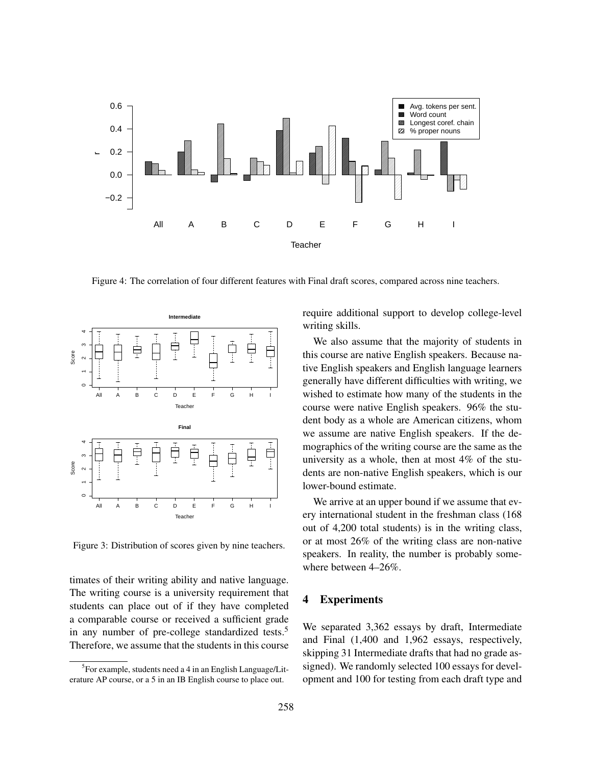Figure 4: The correlation of four different features with Final draft scores, compared across nine teachers.

Figure 3: Distribution of scores given by nine teachers.

timates of their writing ability and native language. The writing course is a university requirement that students can place out of if they have completed a comparable course or received a sufficient grade in any number of pre-college standardized tests.[5] Therefore, we assume that the students in this course require additional support to develop college-level writing skills.

We also assume that the majority of students in this course are native English speakers. Because native English speakers and English language learners generally have different difficulties with writing, we wished to estimate how many of the students in the course were native English speakers. 96% the student body as a whole are American citizens, whom we assume are native English speakers. If the demographics of the writing course are the same as the university as a whole, then at most 4% of the students are non-native English speakers, which is our lower-bound estimate.

We arrive at an upper bound if we assume that every international student in the freshman class (168 out of 4,200 total students) is in the writing class, or at most 26% of the writing class are non-native speakers. In reality, the number is probably somewhere between 4–26%.

## 4 Experiments

We separated 3,362 essays by draft, Intermediate and Final (1,400 and 1,962 essays, respectively, skipping 31 Intermediate drafts that had no grade assigned). We randomly selected 100 essays for development and 100 for testing from each draft type and

[5] For example, students need a 4 in an English Language/Literature AP course, or a 5 in an IB English course to place out.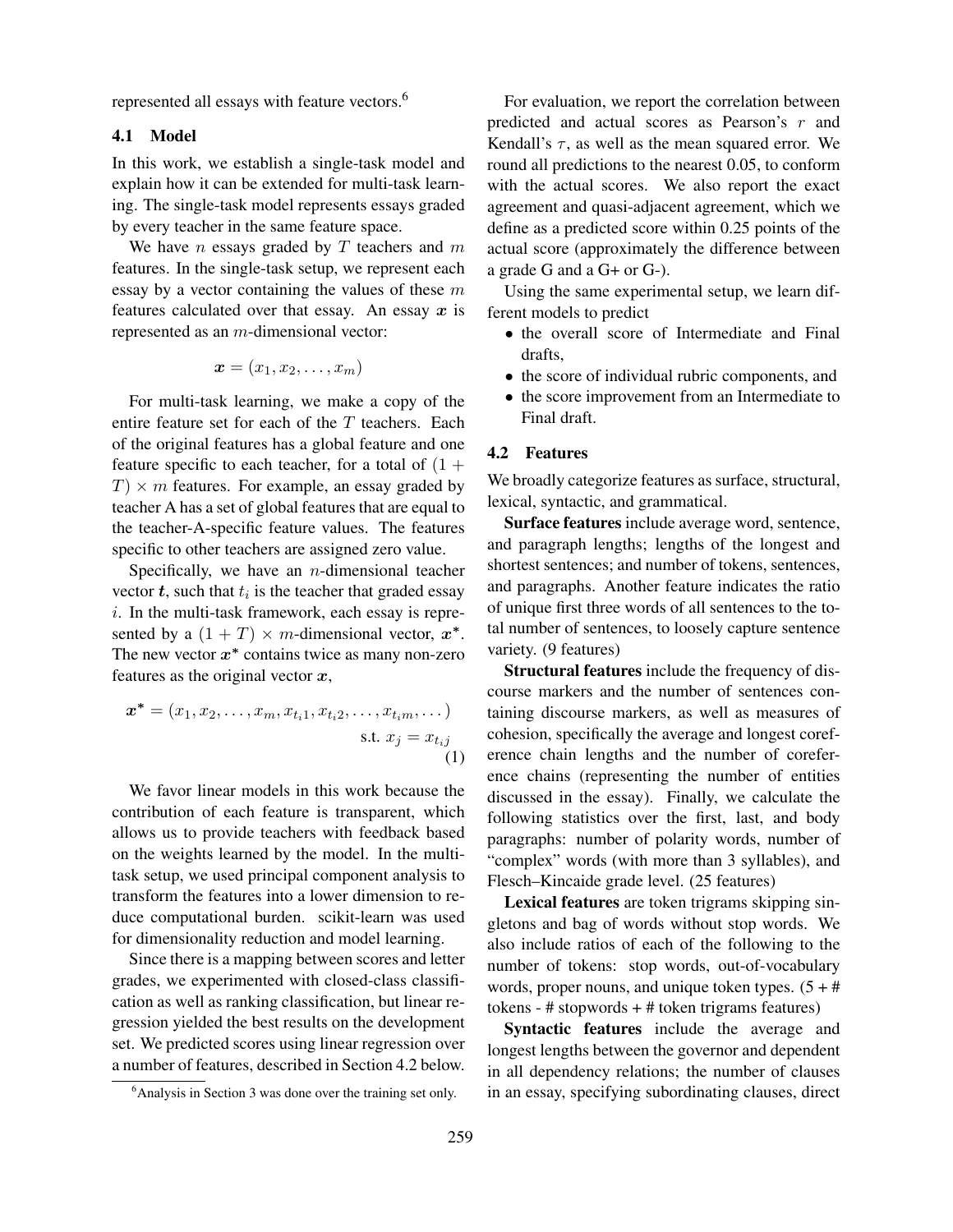represented all essays with feature vectors.[6]

### 4.1 Model

In this work, we establish a single-task model and explain how it can be extended for multi-task learning. The single-task model represents essays graded by every teacher in the same feature space.

We have $n$ essays graded by $T$ teachers and $m$ features. In the single-task setup, we represent each essay by a vector containing the values of these $m$ features calculated over that essay. An essay $\boldsymbol{x}$ is represented as an $m$-dimensional vector:

$$\boldsymbol{x} = (x_1, x_2, \ldots, x_m)$$

For multi-task learning, we make a copy of the entire feature set for each of the $T$ teachers. Each of the original features has a global feature and one feature specific to each teacher, for a total of $(1 + T) \times m$ features. For example, an essay graded by teacher A has a set of global features that are equal to the teacher-A-specific feature values. The features specific to other teachers are assigned zero value.

Specifically, we have an $n$-dimensional teacher vector $\boldsymbol{t}$, such that $t_i$ is the teacher that graded essay $i$. In the multi-task framework, each essay is represented by a $(1 + T) \times m$-dimensional vector, $\boldsymbol{x}^*$. The new vector $\boldsymbol{x}^*$ contains twice as many non-zero features as the original vector $\boldsymbol{x}$,

$$\boldsymbol{x}^* = (x_1, x_2, \ldots, x_m, x_{t_i 1}, x_{t_i 2}, \ldots, x_{t_i m}, \ldots) \quad \text{s.t. } x_j = x_{t_i j} \tag{1}$$

We favor linear models in this work because the contribution of each feature is transparent, which allows us to provide teachers with feedback based on the weights learned by the model. In the multi-task setup, we used principal component analysis to transform the features into a lower dimension to reduce computational burden. scikit-learn was used for dimensionality reduction and model learning.

Since there is a mapping between scores and letter grades, we experimented with closed-class classification as well as ranking classification, but linear regression yielded the best results on the development set. We predicted scores using linear regression over a number of features, described in Section 4.2 below.

For evaluation, we report the correlation between predicted and actual scores as Pearson's $r$ and Kendall's $\tau$, as well as the mean squared error. We round all predictions to the nearest 0.05, to conform with the actual scores. We also report the exact agreement and quasi-adjacent agreement, which we define as a predicted score within 0.25 points of the actual score (approximately the difference between a grade G and a G+ or G-).

Using the same experimental setup, we learn different models to predict

- the overall score of Intermediate and Final drafts,
- the score of individual rubric components, and
- the score improvement from an Intermediate to Final draft.

### 4.2 Features

We broadly categorize features as surface, structural, lexical, syntactic, and grammatical.

**Surface features** include average word, sentence, and paragraph lengths; lengths of the longest and shortest sentences; and number of tokens, sentences, and paragraphs. Another feature indicates the ratio of unique first three words of all sentences to the total number of sentences, to loosely capture sentence variety. (9 features)

**Structural features** include the frequency of discourse markers and the number of sentences containing discourse markers, as well as measures of cohesion, specifically the average and longest coreference chain lengths and the number of coreference chains (representing the number of entities discussed in the essay). Finally, we calculate the following statistics over the first, last, and body paragraphs: number of polarity words, number of "complex" words (with more than 3 syllables), and Flesch–Kincaide grade level. (25 features)

**Lexical features** are token trigrams skipping singletons and bag of words without stop words. We also include ratios of each of the following to the number of tokens: stop words, out-of-vocabulary words, proper nouns, and unique token types. (5 + # tokens - # stopwords + # token trigrams features)

**Syntactic features** include the average and longest lengths between the governor and dependent in all dependency relations; the number of clauses in an essay, specifying subordinating clauses, direct

[6] Analysis in Section 3 was done over the training set only.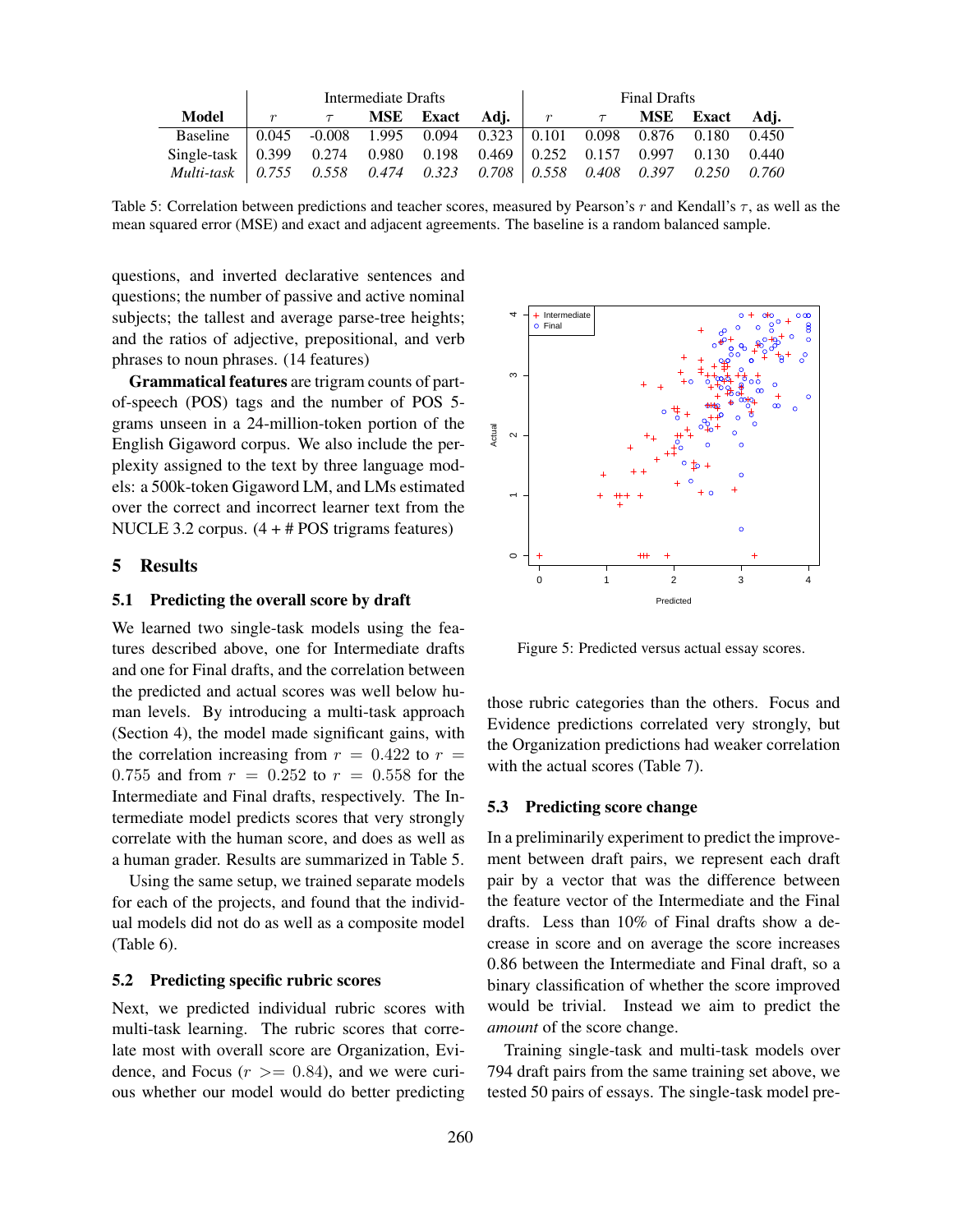| Model | Intermediate Drafts | | | | | Final Drafts | | | | |
|---|---|---|---|---|---|---|---|---|---|---|
| | $r$ | $\tau$ | MSE | Exact | Adj. | $r$ | $\tau$ | MSE | Exact | Adj. |
| Baseline | 0.045 | -0.008 | 1.995 | 0.094 | 0.323 | 0.101 | 0.098 | 0.876 | 0.180 | 0.450 |
| Single-task | 0.399 | 0.274 | 0.980 | 0.198 | 0.469 | 0.252 | 0.157 | 0.997 | 0.130 | 0.440 |
| *Multi-task* | *0.755* | *0.558* | *0.474* | *0.323* | *0.708* | *0.558* | *0.408* | *0.397* | *0.250* | *0.760* |

Table 5: Correlation between predictions and teacher scores, measured by Pearson's $r$ and Kendall's $\tau$, as well as the mean squared error (MSE) and exact and adjacent agreements. The baseline is a random balanced sample.

questions, and inverted declarative sentences and questions; the number of passive and active nominal subjects; the tallest and average parse-tree heights; and the ratios of adjective, prepositional, and verb phrases to noun phrases. (14 features)

**Grammatical features** are trigram counts of part-of-speech (POS) tags and the number of POS 5-grams unseen in a 24-million-token portion of the English Gigaword corpus. We also include the perplexity assigned to the text by three language models: a 500k-token Gigaword LM, and LMs estimated over the correct and incorrect learner text from the NUCLE 3.2 corpus. (4 + # POS trigrams features)

## 5 Results

### 5.1 Predicting the overall score by draft

We learned two single-task models using the features described above, one for Intermediate drafts and one for Final drafts, and the correlation between the predicted and actual scores was well below human levels. By introducing a multi-task approach (Section 4), the model made significant gains, with the correlation increasing from $r = 0.422$ to $r = 0.755$ and from $r = 0.252$ to $r = 0.558$ for the Intermediate and Final drafts, respectively. The Intermediate model predicts scores that very strongly correlate with the human score, and does as well as a human grader. Results are summarized in Table 5.

Using the same setup, we trained separate models for each of the projects, and found that the individual models did not do as well as a composite model (Table 6).

### 5.2 Predicting specific rubric scores

Next, we predicted individual rubric scores with multi-task learning. The rubric scores that correlate most with overall score are Organization, Evidence, and Focus ($r >= 0.84$), and we were curious whether our model would do better predicting those rubric categories than the others. Focus and Evidence predictions correlated very strongly, but the Organization predictions had weaker correlation with the actual scores (Table 7).

Figure 5: Predicted versus actual essay scores.

### 5.3 Predicting score change

In a preliminarily experiment to predict the improvement between draft pairs, we represent each draft pair by a vector that was the difference between the feature vector of the Intermediate and the Final drafts. Less than 10% of Final drafts show a decrease in score and on average the score increases 0.86 between the Intermediate and Final draft, so a binary classification of whether the score improved would be trivial. Instead we aim to predict the *amount* of the score change.

Training single-task and multi-task models over 794 draft pairs from the same training set above, we tested 50 pairs of essays. The single-task model pre-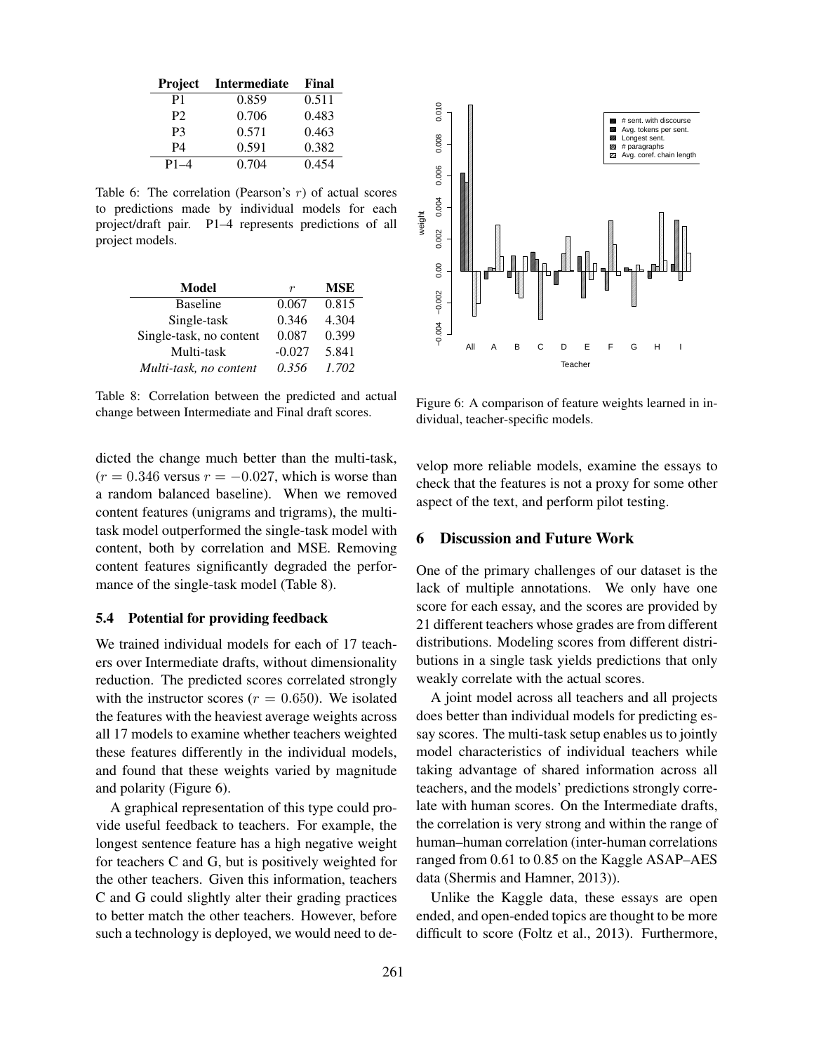| Project | Intermediate | Final |
| --- | --- | --- |
| P1 | 0.859 | 0.511 |
| P2 | 0.706 | 0.483 |
| P3 | 0.571 | 0.463 |
| P4 | 0.591 | 0.382 |
| P1–4 | 0.704 | 0.454 |

Table 6: The correlation (Pearson's $r$) of actual scores to predictions made by individual models for each project/draft pair. P1–4 represents predictions of all project models.

| Model | $r$ | MSE |
| --- | --- | --- |
| Baseline | 0.067 | 0.815 |
| Single-task | 0.346 | 4.304 |
| Single-task, no content | 0.087 | 0.399 |
| Multi-task | -0.027 | 5.841 |
| *Multi-task, no content* | *0.356* | *1.702* |

Table 8: Correlation between the predicted and actual change between Intermediate and Final draft scores.

Figure 6: A comparison of feature weights learned in individual, teacher-specific models.

dicted the change much better than the multi-task, ($r = 0.346$ versus $r = -0.027$, which is worse than a random balanced baseline). When we removed content features (unigrams and trigrams), the multi-task model outperformed the single-task model with content, both by correlation and MSE. Removing content features significantly degraded the performance of the single-task model (Table 8).

### 5.4 Potential for providing feedback

We trained individual models for each of 17 teachers over Intermediate drafts, without dimensionality reduction. The predicted scores correlated strongly with the instructor scores ($r = 0.650$). We isolated the features with the heaviest average weights across all 17 models to examine whether teachers weighted these features differently in the individual models, and found that these weights varied by magnitude and polarity (Figure 6).

A graphical representation of this type could provide useful feedback to teachers. For example, the longest sentence feature has a high negative weight for teachers C and G, but is positively weighted for the other teachers. Given this information, teachers C and G could slightly alter their grading practices to better match the other teachers. However, before such a technology is deployed, we would need to develop more reliable models, examine the essays to check that the features is not a proxy for some other aspect of the text, and perform pilot testing.

## 6 Discussion and Future Work

One of the primary challenges of our dataset is the lack of multiple annotations. We only have one score for each essay, and the scores are provided by 21 different teachers whose grades are from different distributions. Modeling scores from different distributions in a single task yields predictions that only weakly correlate with the actual scores.

A joint model across all teachers and all projects does better than individual models for predicting essay scores. The multi-task setup enables us to jointly model characteristics of individual teachers while taking advantage of shared information across all teachers, and the models' predictions strongly correlate with human scores. On the Intermediate drafts, the correlation is very strong and within the range of human–human correlation (inter-human correlations ranged from 0.61 to 0.85 on the Kaggle ASAP–AES data (Shermis and Hamner, 2013)).

Unlike the Kaggle data, these essays are open ended, and open-ended topics are thought to be more difficult to score (Foltz et al., 2013). Furthermore,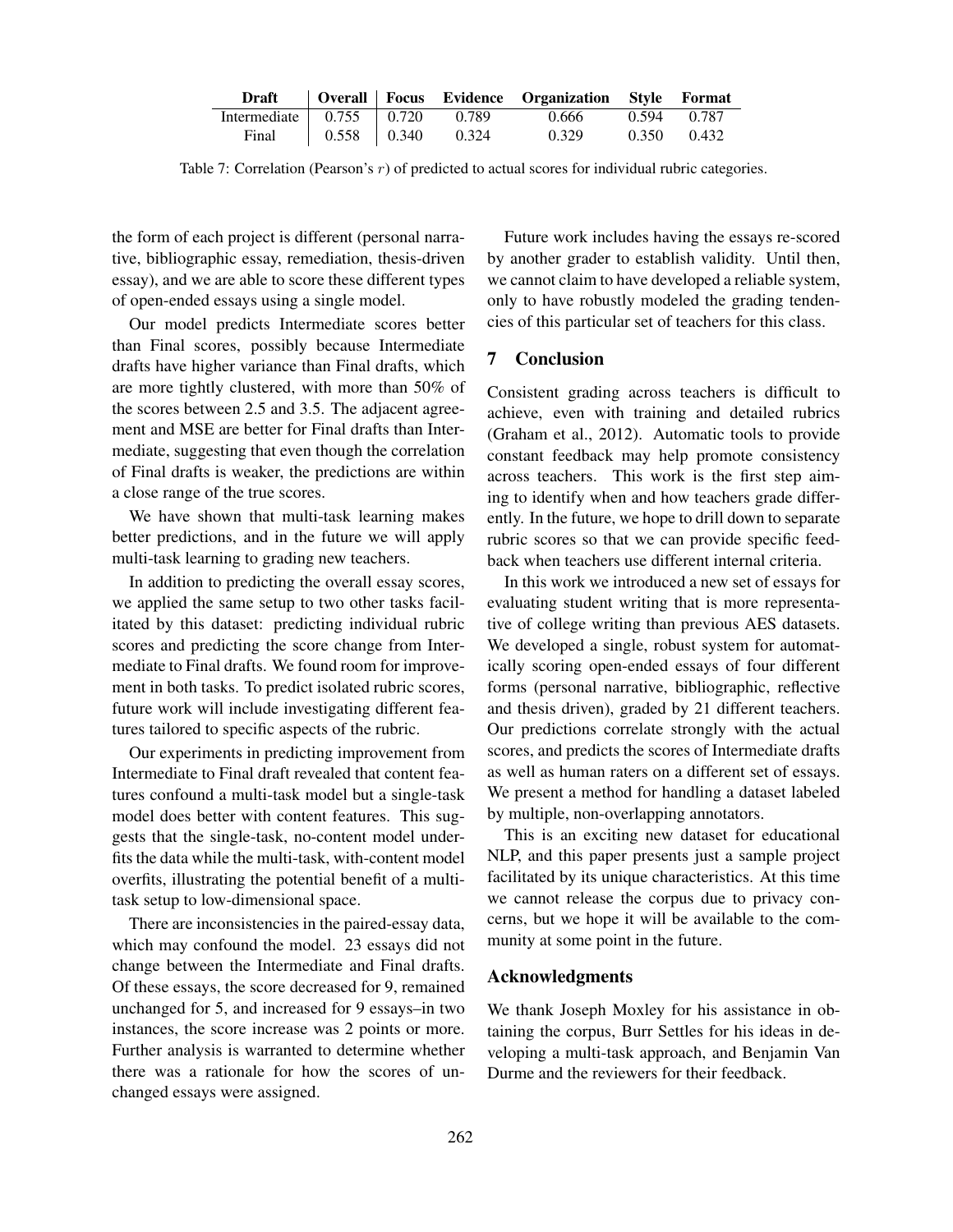| Draft | Overall | Focus | Evidence | Organization | Style | Format |
|---|---|---|---|---|---|---|
| Intermediate | 0.755 | 0.720 | 0.789 | 0.666 | 0.594 | 0.787 |
| Final | 0.558 | 0.340 | 0.324 | 0.329 | 0.350 | 0.432 |

Table 7: Correlation (Pearson's $r$) of predicted to actual scores for individual rubric categories.

the form of each project is different (personal narrative, bibliographic essay, remediation, thesis-driven essay), and we are able to score these different types of open-ended essays using a single model.

Our model predicts Intermediate scores better than Final scores, possibly because Intermediate drafts have higher variance than Final drafts, which are more tightly clustered, with more than 50% of the scores between 2.5 and 3.5. The adjacent agreement and MSE are better for Final drafts than Intermediate, suggesting that even though the correlation of Final drafts is weaker, the predictions are within a close range of the true scores.

We have shown that multi-task learning makes better predictions, and in the future we will apply multi-task learning to grading new teachers.

In addition to predicting the overall essay scores, we applied the same setup to two other tasks facilitated by this dataset: predicting individual rubric scores and predicting the score change from Intermediate to Final drafts. We found room for improvement in both tasks. To predict isolated rubric scores, future work will include investigating different features tailored to specific aspects of the rubric.

Our experiments in predicting improvement from Intermediate to Final draft revealed that content features confound a multi-task model but a single-task model does better with content features. This suggests that the single-task, no-content model underfits the data while the multi-task, with-content model overfits, illustrating the potential benefit of a multi-task setup to low-dimensional space.

There are inconsistencies in the paired-essay data, which may confound the model. 23 essays did not change between the Intermediate and Final drafts. Of these essays, the score decreased for 9, remained unchanged for 5, and increased for 9 essays–in two instances, the score increase was 2 points or more. Further analysis is warranted to determine whether there was a rationale for how the scores of unchanged essays were assigned.

Future work includes having the essays re-scored by another grader to establish validity. Until then, we cannot claim to have developed a reliable system, only to have robustly modeled the grading tendencies of this particular set of teachers for this class.

## 7 Conclusion

Consistent grading across teachers is difficult to achieve, even with training and detailed rubrics (Graham et al., 2012). Automatic tools to provide constant feedback may help promote consistency across teachers. This work is the first step aiming to identify when and how teachers grade differently. In the future, we hope to drill down to separate rubric scores so that we can provide specific feedback when teachers use different internal criteria.

In this work we introduced a new set of essays for evaluating student writing that is more representative of college writing than previous AES datasets. We developed a single, robust system for automatically scoring open-ended essays of four different forms (personal narrative, bibliographic, reflective and thesis driven), graded by 21 different teachers. Our predictions correlate strongly with the actual scores, and predicts the scores of Intermediate drafts as well as human raters on a different set of essays. We present a method for handling a dataset labeled by multiple, non-overlapping annotators.

This is an exciting new dataset for educational NLP, and this paper presents just a sample project facilitated by its unique characteristics. At this time we cannot release the corpus due to privacy concerns, but we hope it will be available to the community at some point in the future.

## Acknowledgments

We thank Joseph Moxley for his assistance in obtaining the corpus, Burr Settles for his ideas in developing a multi-task approach, and Benjamin Van Durme and the reviewers for their feedback.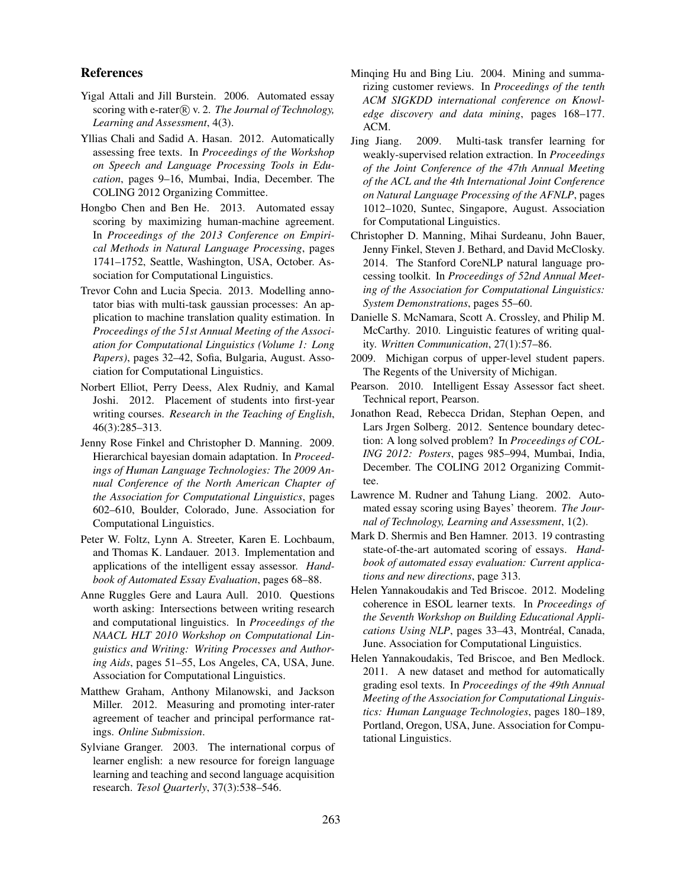## References

Yigal Attali and Jill Burstein. 2006. Automated essay scoring with e-rater® v. 2. *The Journal of Technology, Learning and Assessment*, 4(3).

Yllias Chali and Sadid A. Hasan. 2012. Automatically assessing free texts. In *Proceedings of the Workshop on Speech and Language Processing Tools in Education*, pages 9–16, Mumbai, India, December. The COLING 2012 Organizing Committee.

Hongbo Chen and Ben He. 2013. Automated essay scoring by maximizing human-machine agreement. In *Proceedings of the 2013 Conference on Empirical Methods in Natural Language Processing*, pages 1741–1752, Seattle, Washington, USA, October. Association for Computational Linguistics.

Trevor Cohn and Lucia Specia. 2013. Modelling annotator bias with multi-task gaussian processes: An application to machine translation quality estimation. In *Proceedings of the 51st Annual Meeting of the Association for Computational Linguistics (Volume 1: Long Papers)*, pages 32–42, Sofia, Bulgaria, August. Association for Computational Linguistics.

Norbert Elliot, Perry Deess, Alex Rudniy, and Kamal Joshi. 2012. Placement of students into first-year writing courses. *Research in the Teaching of English*, 46(3):285–313.

Jenny Rose Finkel and Christopher D. Manning. 2009. Hierarchical bayesian domain adaptation. In *Proceedings of Human Language Technologies: The 2009 Annual Conference of the North American Chapter of the Association for Computational Linguistics*, pages 602–610, Boulder, Colorado, June. Association for Computational Linguistics.

Peter W. Foltz, Lynn A. Streeter, Karen E. Lochbaum, and Thomas K. Landauer. 2013. Implementation and applications of the intelligent essay assessor. *Handbook of Automated Essay Evaluation*, pages 68–88.

Anne Ruggles Gere and Laura Aull. 2010. Questions worth asking: Intersections between writing research and computational linguistics. In *Proceedings of the NAACL HLT 2010 Workshop on Computational Linguistics and Writing: Writing Processes and Authoring Aids*, pages 51–55, Los Angeles, CA, USA, June. Association for Computational Linguistics.

Matthew Graham, Anthony Milanowski, and Jackson Miller. 2012. Measuring and promoting inter-rater agreement of teacher and principal performance ratings. *Online Submission*.

Sylviane Granger. 2003. The international corpus of learner english: a new resource for foreign language learning and teaching and second language acquisition research. *Tesol Quarterly*, 37(3):538–546.

Minqing Hu and Bing Liu. 2004. Mining and summarizing customer reviews. In *Proceedings of the tenth ACM SIGKDD international conference on Knowledge discovery and data mining*, pages 168–177. ACM.

Jing Jiang. 2009. Multi-task transfer learning for weakly-supervised relation extraction. In *Proceedings of the Joint Conference of the 47th Annual Meeting of the ACL and the 4th International Joint Conference on Natural Language Processing of the AFNLP*, pages 1012–1020, Suntec, Singapore, August. Association for Computational Linguistics.

Christopher D. Manning, Mihai Surdeanu, John Bauer, Jenny Finkel, Steven J. Bethard, and David McClosky. 2014. The Stanford CoreNLP natural language processing toolkit. In *Proceedings of 52nd Annual Meeting of the Association for Computational Linguistics: System Demonstrations*, pages 55–60.

Danielle S. McNamara, Scott A. Crossley, and Philip M. McCarthy. 2010. Linguistic features of writing quality. *Written Communication*, 27(1):57–86.

2009. Michigan corpus of upper-level student papers. The Regents of the University of Michigan.

Pearson. 2010. Intelligent Essay Assessor fact sheet. Technical report, Pearson.

Jonathon Read, Rebecca Dridan, Stephan Oepen, and Lars Jrgen Solberg. 2012. Sentence boundary detection: A long solved problem? In *Proceedings of COLING 2012: Posters*, pages 985–994, Mumbai, India, December. The COLING 2012 Organizing Committee.

Lawrence M. Rudner and Tahung Liang. 2002. Automated essay scoring using Bayes' theorem. *The Journal of Technology, Learning and Assessment*, 1(2).

Mark D. Shermis and Ben Hamner. 2013. 19 contrasting state-of-the-art automated scoring of essays. *Handbook of automated essay evaluation: Current applications and new directions*, page 313.

Helen Yannakoudakis and Ted Briscoe. 2012. Modeling coherence in ESOL learner texts. In *Proceedings of the Seventh Workshop on Building Educational Applications Using NLP*, pages 33–43, Montréal, Canada, June. Association for Computational Linguistics.

Helen Yannakoudakis, Ted Briscoe, and Ben Medlock. 2011. A new dataset and method for automatically grading esol texts. In *Proceedings of the 49th Annual Meeting of the Association for Computational Linguistics: Human Language Technologies*, pages 180–189, Portland, Oregon, USA, June. Association for Computational Linguistics.